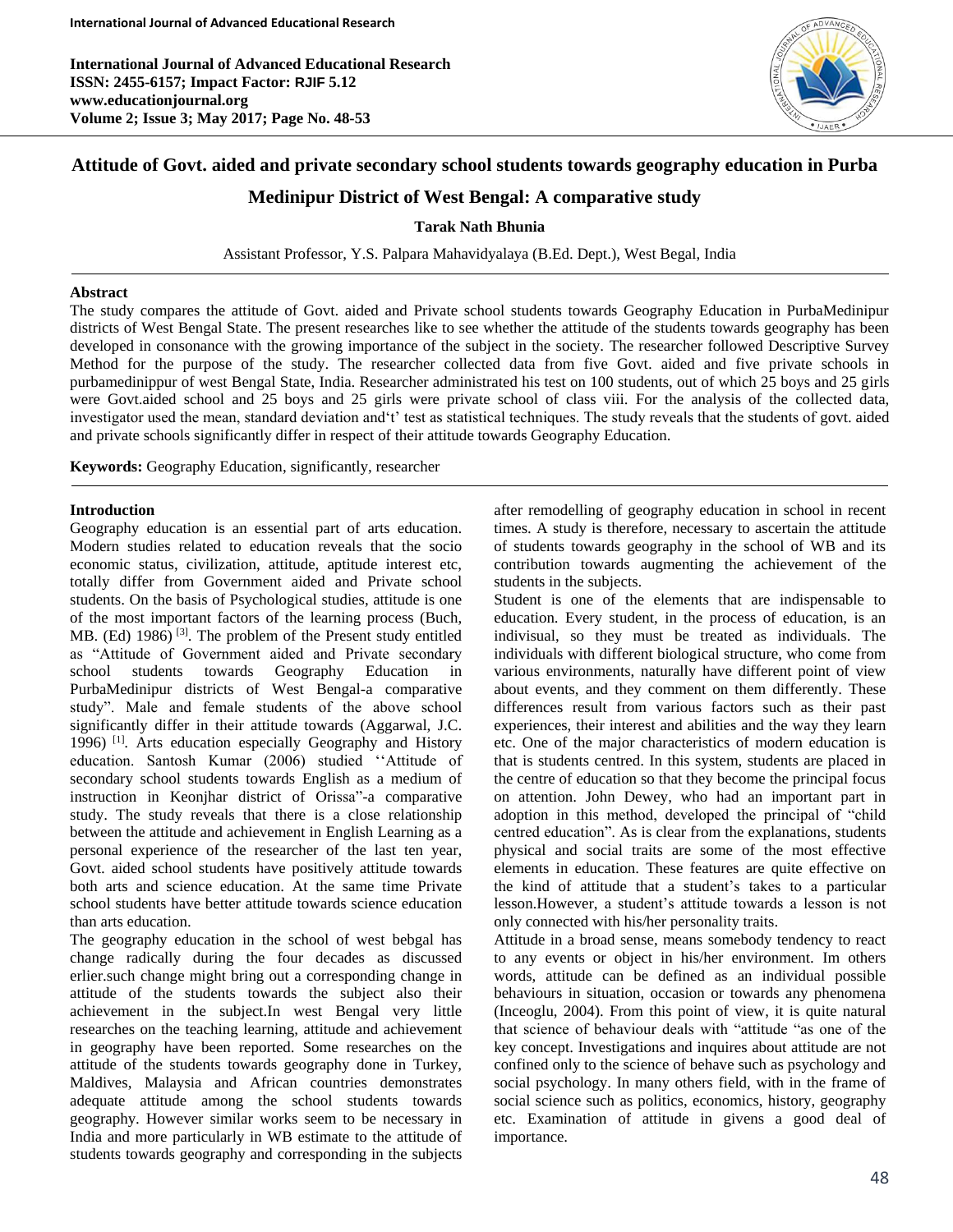# Attitude of Govt. aided and private secondary school students towards geography education in Purba Medinipur District of West Bengal: A comparative study

**Tarak Nath Bhunia**

Assistant Professor, Y.S. Palpara Mahavidyalaya (B.Ed. Dept.), West Begal, India

---

## Abstract

The study compares the attitude of Govt. aided and Private school students towards Geography Education in PurbaMedinipur districts of West Bengal State. The present researches like to see whether the attitude of the students towards geography has been developed in consonance with the growing importance of the subject in the society. The researcher followed Descriptive Survey Method for the purpose of the study. The researcher collected data from five Govt. aided and five private schools in purbamedinippur of west Bengal State, India. Researcher administrated his test on 100 students, out of which 25 boys and 25 girls were Govt.aided school and 25 boys and 25 girls were private school of class viii. For the analysis of the collected data, investigator used the mean, standard deviation and't' test as statistical techniques. The study reveals that the students of govt. aided and private schools significantly differ in respect of their attitude towards Geography Education.

**Keywords:** Geography Education, significantly, researcher

---

## Introduction

Geography education is an essential part of arts education. Modern studies related to education reveals that the socio economic status, civilization, attitude, aptitude interest etc, totally differ from Government aided and Private school students. On the basis of Psychological studies, attitude is one of the most important factors of the learning process (Buch, MB. (Ed) 1986) [3]. The problem of the Present study entitled as "Attitude of Government aided and Private secondary school students towards Geography Education in PurbaMedinipur districts of West Bengal-a comparative study". Male and female students of the above school significantly differ in their attitude towards (Aggarwal, J.C. 1996) [1]. Arts education especially Geography and History education. Santosh Kumar (2006) studied ''Attitude of secondary school students towards English as a medium of instruction in Keonjhar district of Orissa"-a comparative study. The study reveals that there is a close relationship between the attitude and achievement in English Learning as a personal experience of the researcher of the last ten year, Govt. aided school students have positively attitude towards both arts and science education. At the same time Private school students have better attitude towards science education than arts education.

The geography education in the school of west bebgal has change radically during the four decades as discussed erlier.such change might bring out a corresponding change in attitude of the students towards the subject also their achievement in the subject.In west Bengal very little researches on the teaching learning, attitude and achievement in geography have been reported. Some researches on the attitude of the students towards geography done in Turkey, Maldives, Malaysia and African countries demonstrates adequate attitude among the school students towards geography. However similar works seem to be necessary in India and more particularly in WB estimate to the attitude of students towards geography and corresponding in the subjects after remodelling of geography education in school in recent times. A study is therefore, necessary to ascertain the attitude of students towards geography in the school of WB and its contribution towards augmenting the achievement of the students in the subjects.

Student is one of the elements that are indispensable to education. Every student, in the process of education, is an indivisual, so they must be treated as individuals. The individuals with different biological structure, who come from various environments, naturally have different point of view about events, and they comment on them differently. These differences result from various factors such as their past experiences, their interest and abilities and the way they learn etc. One of the major characteristics of modern education is that is students centred. In this system, students are placed in the centre of education so that they become the principal focus on attention. John Dewey, who had an important part in adoption in this method, developed the principal of "child centred education". As is clear from the explanations, students physical and social traits are some of the most effective elements in education. These features are quite effective on the kind of attitude that a student's takes to a particular lesson.However, a student's attitude towards a lesson is not only connected with his/her personality traits.

Attitude in a broad sense, means somebody tendency to react to any events or object in his/her environment. Im others words, attitude can be defined as an individual possible behaviours in situation, occasion or towards any phenomena (Inceoglu, 2004). From this point of view, it is quite natural that science of behaviour deals with "attitude "as one of the key concept. Investigations and inquires about attitude are not confined only to the science of behave such as psychology and social psychology. In many others field, with in the frame of social science such as politics, economics, history, geography etc. Examination of attitude in givens a good deal of importance.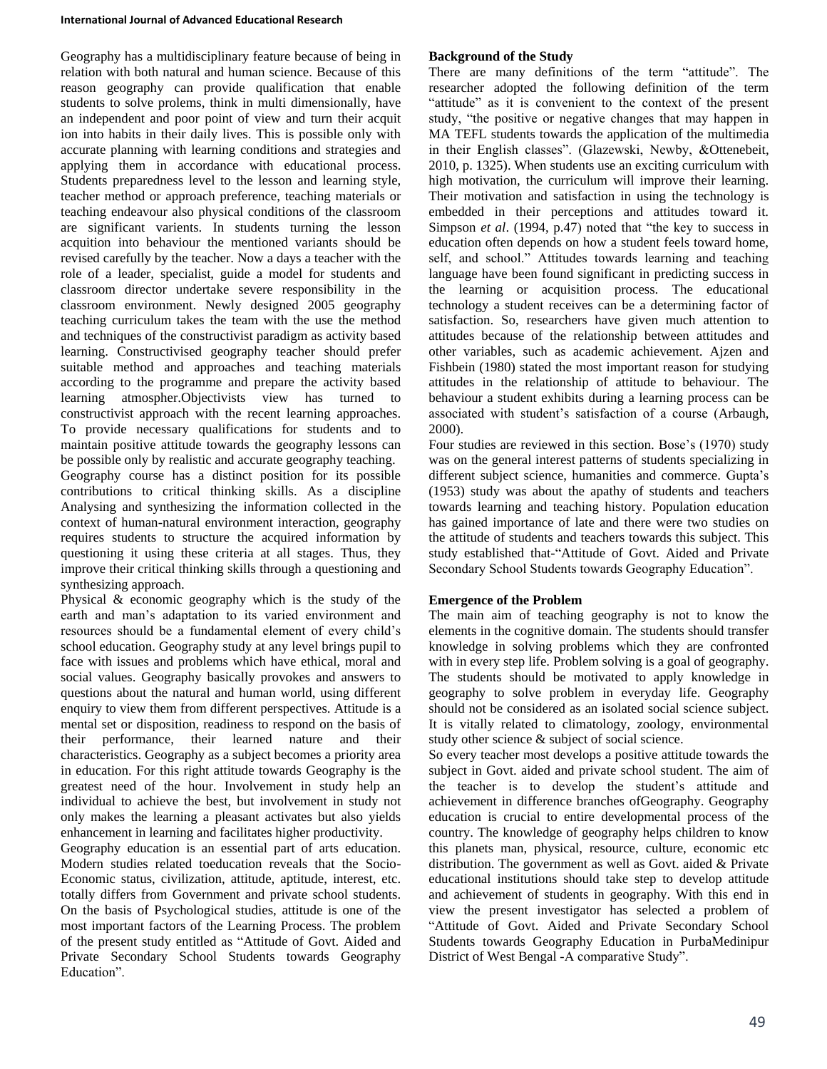Geography has a multidisciplinary feature because of being in relation with both natural and human science. Because of this reason geography can provide qualification that enable students to solve prolems, think in multi dimensionally, have an independent and poor point of view and turn their acquit ion into habits in their daily lives. This is possible only with accurate planning with learning conditions and strategies and applying them in accordance with educational process. Students preparedness level to the lesson and learning style, teacher method or approach preference, teaching materials or teaching endeavour also physical conditions of the classroom are significant varients. In students turning the lesson acquition into behaviour the mentioned variants should be revised carefully by the teacher. Now a days a teacher with the role of a leader, specialist, guide a model for students and classroom director undertake severe responsibility in the classroom environment. Newly designed 2005 geography teaching curriculum takes the team with the use the method and techniques of the constructivist paradigm as activity based learning. Constructivised geography teacher should prefer suitable method and approaches and teaching materials according to the programme and prepare the activity based learning atmospher.Objectivists view has turned to constructivist approach with the recent learning approaches. To provide necessary qualifications for students and to maintain positive attitude towards the geography lessons can be possible only by realistic and accurate geography teaching.

Geography course has a distinct position for its possible contributions to critical thinking skills. As a discipline Analysing and synthesizing the information collected in the context of human-natural environment interaction, geography requires students to structure the acquired information by questioning it using these criteria at all stages. Thus, they improve their critical thinking skills through a questioning and synthesizing approach.

Physical & economic geography which is the study of the earth and man's adaptation to its varied environment and resources should be a fundamental element of every child's school education. Geography study at any level brings pupil to face with issues and problems which have ethical, moral and social values. Geography basically provokes and answers to questions about the natural and human world, using different enquiry to view them from different perspectives. Attitude is a mental set or disposition, readiness to respond on the basis of their performance, their learned nature and their characteristics. Geography as a subject becomes a priority area in education. For this right attitude towards Geography is the greatest need of the hour. Involvement in study help an individual to achieve the best, but involvement in study not only makes the learning a pleasant activates but also yields enhancement in learning and facilitates higher productivity.

Geography education is an essential part of arts education. Modern studies related toeducation reveals that the Socio-Economic status, civilization, attitude, aptitude, interest, etc. totally differs from Government and private school students. On the basis of Psychological studies, attitude is one of the most important factors of the Learning Process. The problem of the present study entitled as "Attitude of Govt. Aided and Private Secondary School Students towards Geography Education".

### Background of the Study

There are many definitions of the term "attitude". The researcher adopted the following definition of the term "attitude" as it is convenient to the context of the present study, "the positive or negative changes that may happen in MA TEFL students towards the application of the multimedia in their English classes". (Glazewski, Newby, &Ottenebeit, 2010, p. 1325). When students use an exciting curriculum with high motivation, the curriculum will improve their learning. Their motivation and satisfaction in using the technology is embedded in their perceptions and attitudes toward it. Simpson *et al*. (1994, p.47) noted that "the key to success in education often depends on how a student feels toward home, self, and school." Attitudes towards learning and teaching language have been found significant in predicting success in the learning or acquisition process. The educational technology a student receives can be a determining factor of satisfaction. So, researchers have given much attention to attitudes because of the relationship between attitudes and other variables, such as academic achievement. Ajzen and Fishbein (1980) stated the most important reason for studying attitudes in the relationship of attitude to behaviour. The behaviour a student exhibits during a learning process can be associated with student's satisfaction of a course (Arbaugh, 2000).

Four studies are reviewed in this section. Bose's (1970) study was on the general interest patterns of students specializing in different subject science, humanities and commerce. Gupta's (1953) study was about the apathy of students and teachers towards learning and teaching history. Population education has gained importance of late and there were two studies on the attitude of students and teachers towards this subject. This study established that-"Attitude of Govt. Aided and Private Secondary School Students towards Geography Education".

### Emergence of the Problem

The main aim of teaching geography is not to know the elements in the cognitive domain. The students should transfer knowledge in solving problems which they are confronted with in every step life. Problem solving is a goal of geography. The students should be motivated to apply knowledge in geography to solve problem in everyday life. Geography should not be considered as an isolated social science subject. It is vitally related to climatology, zoology, environmental study other science & subject of social science.

So every teacher most develops a positive attitude towards the subject in Govt. aided and private school student. The aim of the teacher is to develop the student's attitude and achievement in difference branches ofGeography. Geography education is crucial to entire developmental process of the country. The knowledge of geography helps children to know this planets man, physical, resource, culture, economic etc distribution. The government as well as Govt. aided & Private educational institutions should take step to develop attitude and achievement of students in geography. With this end in view the present investigator has selected a problem of "Attitude of Govt. Aided and Private Secondary School Students towards Geography Education in PurbaMedinipur District of West Bengal -A comparative Study".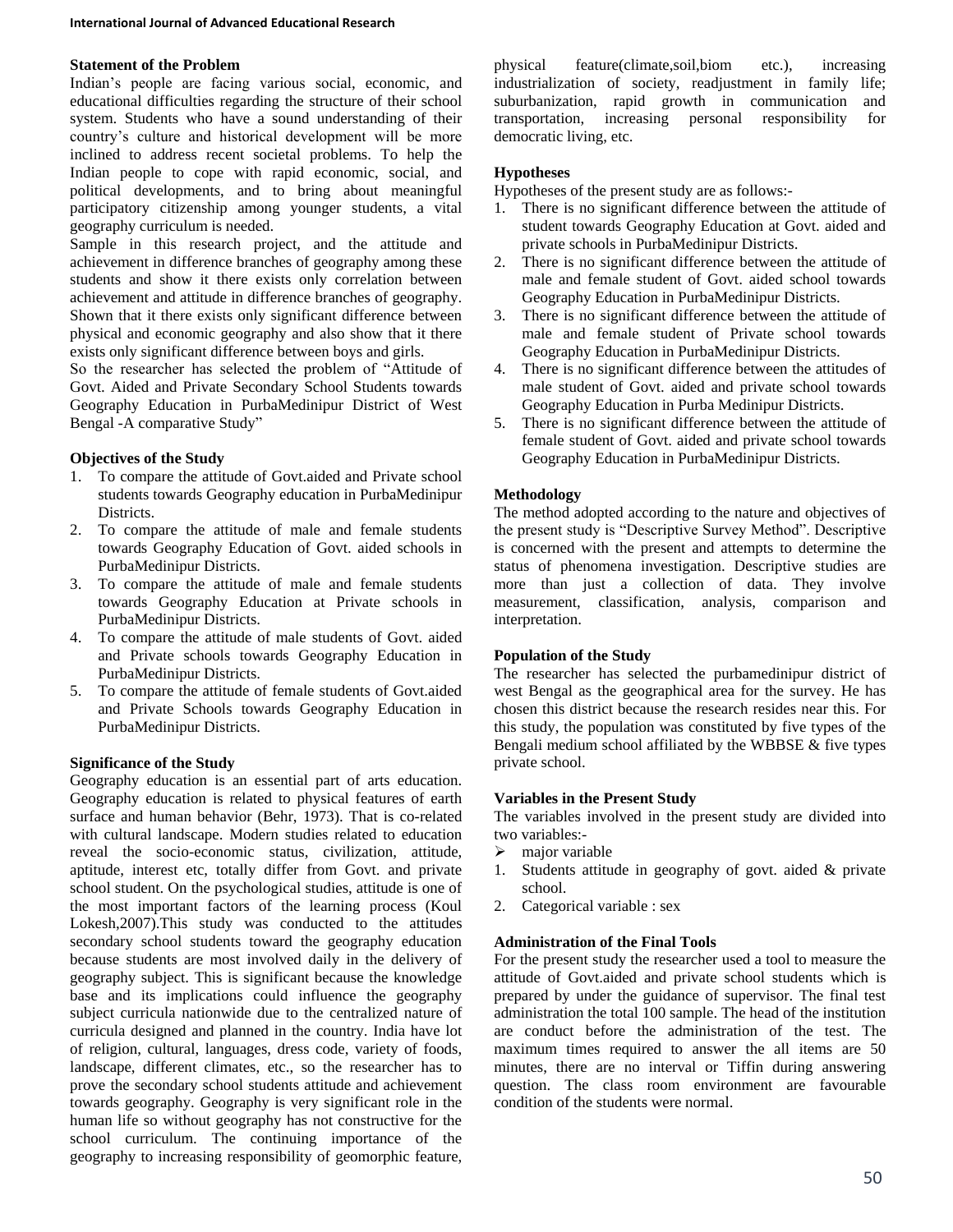### Statement of the Problem

Indian's people are facing various social, economic, and educational difficulties regarding the structure of their school system. Students who have a sound understanding of their country's culture and historical development will be more inclined to address recent societal problems. To help the Indian people to cope with rapid economic, social, and political developments, and to bring about meaningful participatory citizenship among younger students, a vital geography curriculum is needed.

Sample in this research project, and the attitude and achievement in difference branches of geography among these students and show it there exists only correlation between achievement and attitude in difference branches of geography. Shown that it there exists only significant difference between physical and economic geography and also show that it there exists only significant difference between boys and girls.

So the researcher has selected the problem of "Attitude of Govt. Aided and Private Secondary School Students towards Geography Education in PurbaMedinipur District of West Bengal -A comparative Study"

### Objectives of the Study

1. To compare the attitude of Govt.aided and Private school students towards Geography education in PurbaMedinipur Districts.
2. To compare the attitude of male and female students towards Geography Education of Govt. aided schools in PurbaMedinipur Districts.
3. To compare the attitude of male and female students towards Geography Education at Private schools in PurbaMedinipur Districts.
4. To compare the attitude of male students of Govt. aided and Private schools towards Geography Education in PurbaMedinipur Districts.
5. To compare the attitude of female students of Govt.aided and Private Schools towards Geography Education in PurbaMedinipur Districts.

### Significance of the Study

Geography education is an essential part of arts education. Geography education is related to physical features of earth surface and human behavior (Behr, 1973). That is co-related with cultural landscape. Modern studies related to education reveal the socio-economic status, civilization, attitude, aptitude, interest etc, totally differ from Govt. and private school student. On the psychological studies, attitude is one of the most important factors of the learning process (Koul Lokesh,2007).This study was conducted to the attitudes secondary school students toward the geography education because students are most involved daily in the delivery of geography subject. This is significant because the knowledge base and its implications could influence the geography subject curricula nationwide due to the centralized nature of curricula designed and planned in the country. India have lot of religion, cultural, languages, dress code, variety of foods, landscape, different climates, etc., so the researcher has to prove the secondary school students attitude and achievement towards geography. Geography is very significant role in the human life so without geography has not constructive for the school curriculum. The continuing importance of the geography to increasing responsibility of geomorphic feature, physical feature(climate,soil,biom etc.), increasing industrialization of society, readjustment in family life; suburbanization, rapid growth in communication and transportation, increasing personal responsibility for democratic living, etc.

### Hypotheses

Hypotheses of the present study are as follows:-

1. There is no significant difference between the attitude of student towards Geography Education at Govt. aided and private schools in PurbaMedinipur Districts.
2. There is no significant difference between the attitude of male and female student of Govt. aided school towards Geography Education in PurbaMedinipur Districts.
3. There is no significant difference between the attitude of male and female student of Private school towards Geography Education in PurbaMedinipur Districts.
4. There is no significant difference between the attitudes of male student of Govt. aided and private school towards Geography Education in Purba Medinipur Districts.
5. There is no significant difference between the attitude of female student of Govt. aided and private school towards Geography Education in PurbaMedinipur Districts.

### Methodology

The method adopted according to the nature and objectives of the present study is "Descriptive Survey Method". Descriptive is concerned with the present and attempts to determine the status of phenomena investigation. Descriptive studies are more than just a collection of data. They involve measurement, classification, analysis, comparison and interpretation.

### Population of the Study

The researcher has selected the purbamedinipur district of west Bengal as the geographical area for the survey. He has chosen this district because the research resides near this. For this study, the population was constituted by five types of the Bengali medium school affiliated by the WBBSE & five types private school.

### Variables in the Present Study

The variables involved in the present study are divided into two variables:-

- major variable

1. Students attitude in geography of govt. aided & private school.
2. Categorical variable : sex

### Administration of the Final Tools

For the present study the researcher used a tool to measure the attitude of Govt.aided and private school students which is prepared by under the guidance of supervisor. The final test administration the total 100 sample. The head of the institution are conduct before the administration of the test. The maximum times required to answer the all items are 50 minutes, there are no interval or Tiffin during answering question. The class room environment are favourable condition of the students were normal.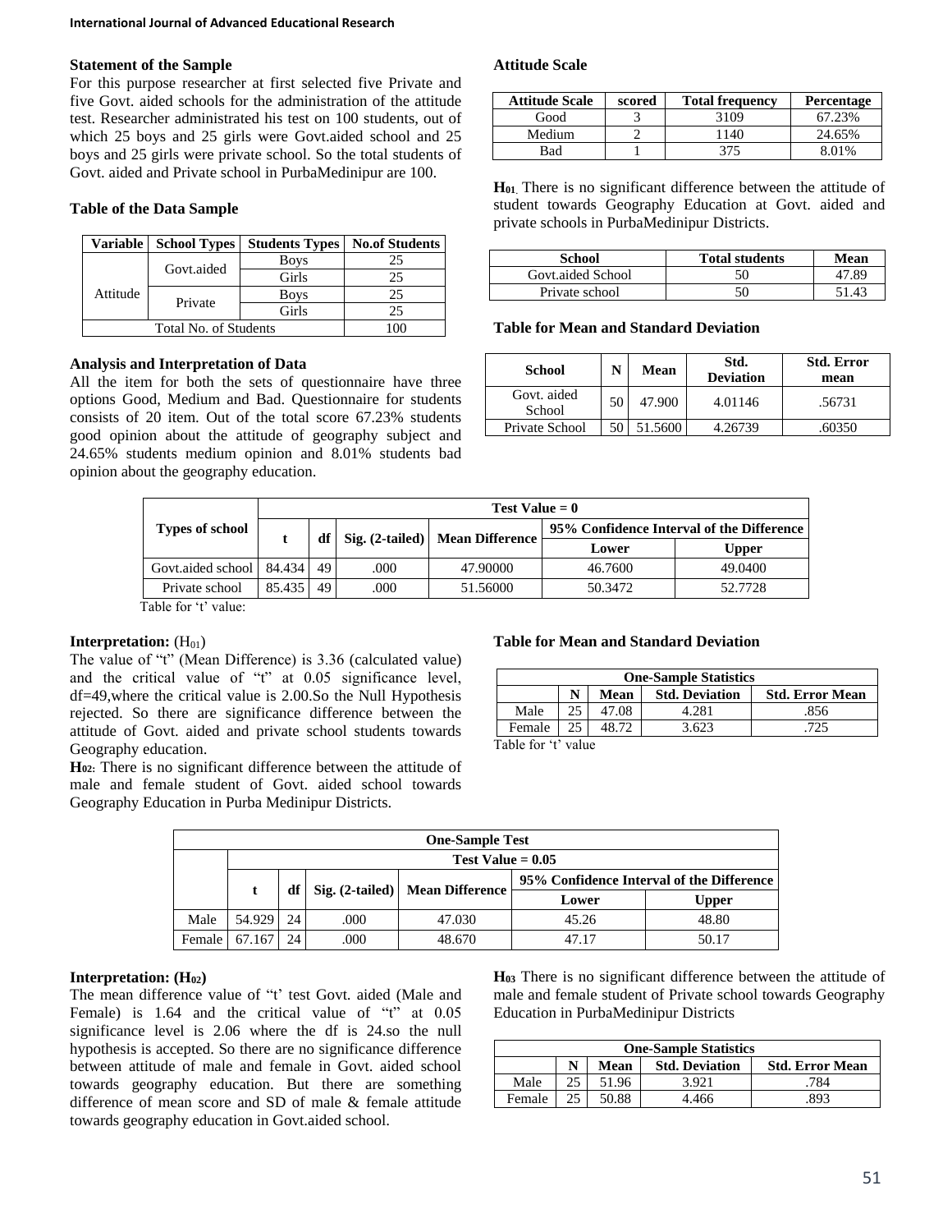**Statement of the Sample**

For this purpose researcher at first selected five Private and five Govt. aided schools for the administration of the attitude test. Researcher administrated his test on 100 students, out of which 25 boys and 25 girls were Govt.aided school and 25 boys and 25 girls were private school. So the total students of Govt. aided and Private school in PurbaMedinipur are 100.

**Table of the Data Sample**

| Variable | School Types | Students Types | No.of Students |
|---|---|---|---|
| Attitude | Govt.aided | Boys | 25 |
| | | Girls | 25 |
| | Private | Boys | 25 |
| | | Girls | 25 |
| Total No. of Students | | | 100 |

**Analysis and Interpretation of Data**

All the item for both the sets of questionnaire have three options Good, Medium and Bad. Questionnaire for students consists of 20 item. Out of the total score 67.23% students good opinion about the attitude of geography subject and 24.65% students medium opinion and 8.01% students bad opinion about the geography education.

**Attitude Scale**

| Attitude Scale | scored | Total frequency | Percentage |
|---|---|---|---|
| Good | 3 | 3109 | 67.23% |
| Medium | 2 | 1140 | 24.65% |
| Bad | 1 | 375 | 8.01% |

**H01.** There is no significant difference between the attitude of student towards Geography Education at Govt. aided and private schools in PurbaMedinipur Districts.

| School | Total students | Mean |
|---|---|---|
| Govt.aided School | 50 | 47.89 |
| Private school | 50 | 51.43 |

**Table for Mean and Standard Deviation**

| School | N | Mean | Std. Deviation | Std. Error mean |
|---|---|---|---|---|
| Govt. aided School | 50 | 47.900 | 4.01146 | .56731 |
| Private School | 50 | 51.5600 | 4.26739 | .60350 |

| Types of school | Test Value = 0 | | | | | |
|---|---|---|---|---|---|---|
| | t | df | Sig. (2-tailed) | Mean Difference | 95% Confidence Interval of the Difference | |
| | | | | | Lower | Upper |
| Govt.aided school | 84.434 | 49 | .000 | 47.90000 | 46.7600 | 49.0400 |
| Private school | 85.435 | 49 | .000 | 51.56000 | 50.3472 | 52.7728 |

Table for 't' value:

**Interpretation:** (H01)

The value of "t" (Mean Difference) is 3.36 (calculated value) and the critical value of "t" at 0.05 significance level, df=49,where the critical value is 2.00.So the Null Hypothesis rejected. So there are significance difference between the attitude of Govt. aided and private school students towards Geography education.

**H02:** There is no significant difference between the attitude of male and female student of Govt. aided school towards Geography Education in Purba Medinipur Districts.

**Table for Mean and Standard Deviation**

| One-Sample Statistics | | | | |
|---|---|---|---|---|
| | N | Mean | Std. Deviation | Std. Error Mean |
| Male | 25 | 47.08 | 4.281 | .856 |
| Female | 25 | 48.72 | 3.623 | .725 |

Table for 't' value

| One-Sample Test | | | | | | |
|---|---|---|---|---|---|---|
| | Test Value = 0.05 | | | | | |
| | t | df | Sig. (2-tailed) | Mean Difference | 95% Confidence Interval of the Difference | |
| | | | | | Lower | Upper |
| Male | 54.929 | 24 | .000 | 47.030 | 45.26 | 48.80 |
| Female | 67.167 | 24 | .000 | 48.670 | 47.17 | 50.17 |

**Interpretation: (H02)**

The mean difference value of "t' test Govt. aided (Male and Female) is 1.64 and the critical value of "t" at 0.05 significance level is 2.06 where the df is 24.so the null hypothesis is accepted. So there are no significance difference between attitude of male and female in Govt. aided school towards geography education. But there are something difference of mean score and SD of male & female attitude towards geography education in Govt.aided school.

**H03** There is no significant difference between the attitude of male and female student of Private school towards Geography Education in PurbaMedinipur Districts

| One-Sample Statistics | | | | |
|---|---|---|---|---|
| | N | Mean | Std. Deviation | Std. Error Mean |
| Male | 25 | 51.96 | 3.921 | .784 |
| Female | 25 | 50.88 | 4.466 | .893 |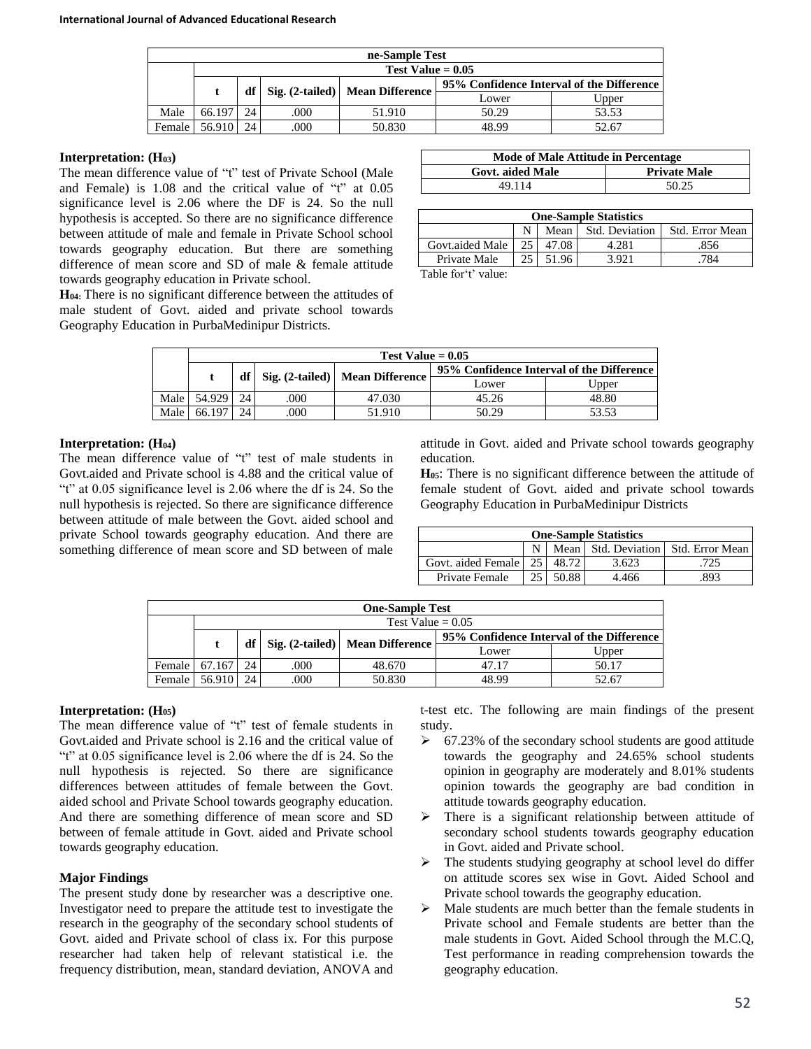| ne-Sample Test | | | | | | |
|---|---|---|---|---|---|---|
| | Test Value = 0.05 | | | | | |
| | t | df | Sig. (2-tailed) | Mean Difference | 95% Confidence Interval of the Difference | |
| | | | | | Lower | Upper |
| Male | 66.197 | 24 | .000 | 51.910 | 50.29 | 53.53 |
| Female | 56.910 | 24 | .000 | 50.830 | 48.99 | 52.67 |

**Interpretation: ($H_{03}$)**

The mean difference value of "t" test of Private School (Male and Female) is 1.08 and the critical value of "t" at 0.05 significance level is 2.06 where the DF is 24. So the null hypothesis is accepted. So there are no significance difference between attitude of male and female in Private School school towards geography education. But there are something difference of mean score and SD of male & female attitude towards geography education in Private school.

**$H_{04}$:** There is no significant difference between the attitudes of male student of Govt. aided and private school towards Geography Education in PurbaMedinipur Districts.

| Mode of Male Attitude in Percentage | |
|---|---|
| **Govt. aided Male** | **Private Male** |
| 49.114 | 50.25 |

| One-Sample Statistics | | | | |
|---|---|---|---|---|
| | N | Mean | Std. Deviation | Std. Error Mean |
| Govt.aided Male | 25 | 47.08 | 4.281 | .856 |
| Private Male | 25 | 51.96 | 3.921 | .784 |

Table for't' value:

| | Test Value = 0.05 | | | | | |
|---|---|---|---|---|---|---|
| | t | df | Sig. (2-tailed) | Mean Difference | 95% Confidence Interval of the Difference | |
| | | | | | Lower | Upper |
| Male | 54.929 | 24 | .000 | 47.030 | 45.26 | 48.80 |
| Male | 66.197 | 24 | .000 | 51.910 | 50.29 | 53.53 |

**Interpretation: ($H_{04}$)**

The mean difference value of "t" test of male students in Govt.aided and Private school is 4.88 and the critical value of "t" at 0.05 significance level is 2.06 where the df is 24. So the null hypothesis is rejected. So there are significance difference between attitude of male between the Govt. aided school and private School towards geography education. And there are something difference of mean score and SD between of male attitude in Govt. aided and Private school towards geography education.

**$H_{05}$**: There is no significant difference between the attitude of female student of Govt. aided and private school towards Geography Education in PurbaMedinipur Districts

| One-Sample Statistics | | | | |
|---|---|---|---|---|
| | N | Mean | Std. Deviation | Std. Error Mean |
| Govt. aided Female | 25 | 48.72 | 3.623 | .725 |
| Private Female | 25 | 50.88 | 4.466 | .893 |

| One-Sample Test | | | | | | |
|---|---|---|---|---|---|---|
| | Test Value = 0.05 | | | | | |
| | t | df | Sig. (2-tailed) | Mean Difference | 95% Confidence Interval of the Difference | |
| | | | | | Lower | Upper |
| Female | 67.167 | 24 | .000 | 48.670 | 47.17 | 50.17 |
| Female | 56.910 | 24 | .000 | 50.830 | 48.99 | 52.67 |

**Interpretation: ($H_{05}$)**

The mean difference value of "t" test of female students in Govt.aided and Private school is 2.16 and the critical value of "t" at 0.05 significance level is 2.06 where the df is 24. So the null hypothesis is rejected. So there are significance differences between attitudes of female between the Govt. aided school and Private School towards geography education. And there are something difference of mean score and SD between of female attitude in Govt. aided and Private school towards geography education.

**Major Findings**

The present study done by researcher was a descriptive one. Investigator need to prepare the attitude test to investigate the research in the geography of the secondary school students of Govt. aided and Private school of class ix. For this purpose researcher had taken help of relevant statistical i.e. the frequency distribution, mean, standard deviation, ANOVA and t-test etc. The following are main findings of the present study.

- 67.23% of the secondary school students are good attitude towards the geography and 24.65% school students opinion in geography are moderately and 8.01% students opinion towards the geography are bad condition in attitude towards geography education.
- There is a significant relationship between attitude of secondary school students towards geography education in Govt. aided and Private school.
- The students studying geography at school level do differ on attitude scores sex wise in Govt. Aided School and Private school towards the geography education.
- Male students are much better than the female students in Private school and Female students are better than the male students in Govt. Aided School through the M.C.Q, Test performance in reading comprehension towards the geography education.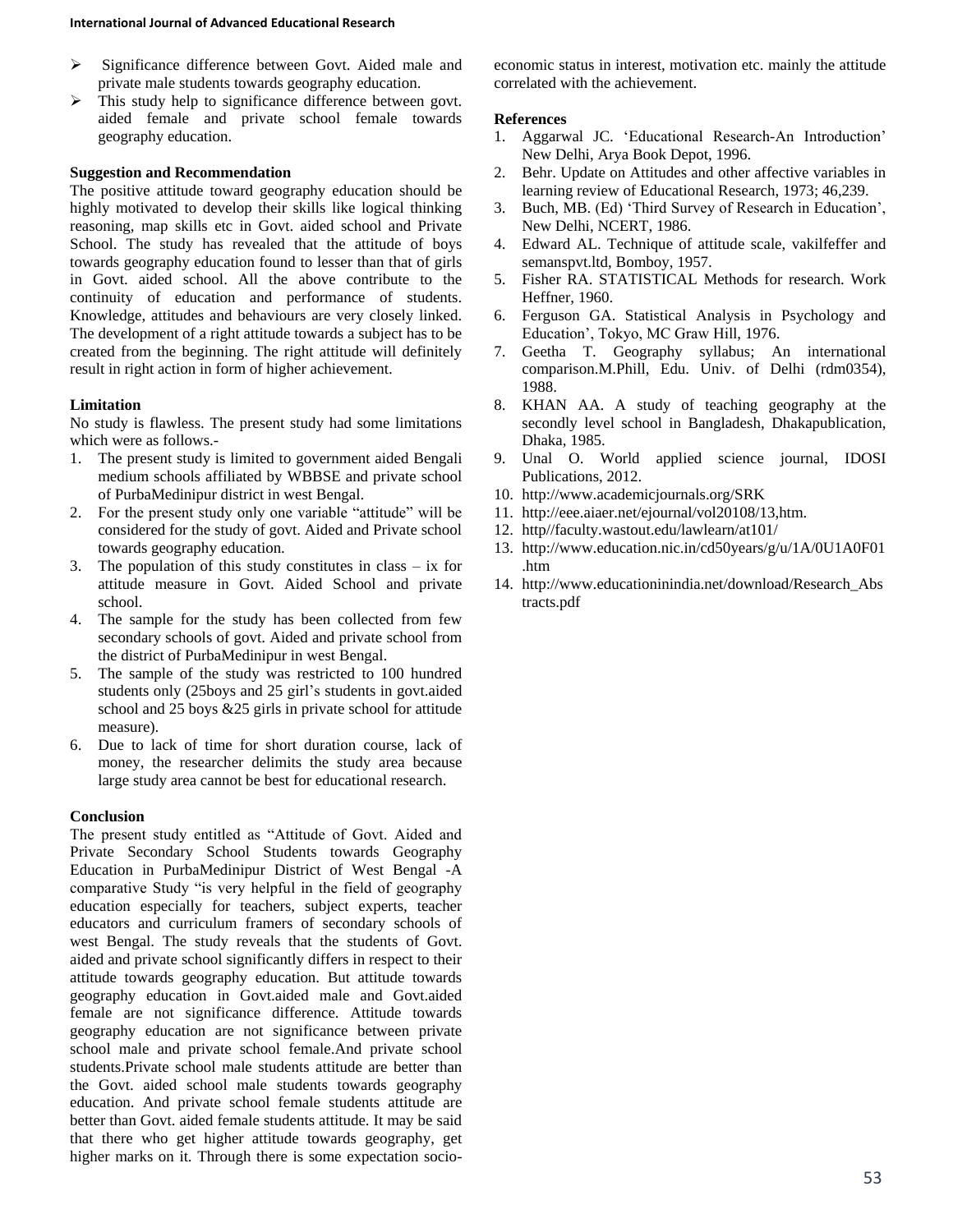- Significance difference between Govt. Aided male and private male students towards geography education.
- This study help to significance difference between govt. aided female and private school female towards geography education.

**Suggestion and Recommendation**

The positive attitude toward geography education should be highly motivated to develop their skills like logical thinking reasoning, map skills etc in Govt. aided school and Private School. The study has revealed that the attitude of boys towards geography education found to lesser than that of girls in Govt. aided school. All the above contribute to the continuity of education and performance of students. Knowledge, attitudes and behaviours are very closely linked. The development of a right attitude towards a subject has to be created from the beginning. The right attitude will definitely result in right action in form of higher achievement.

**Limitation**

No study is flawless. The present study had some limitations which were as follows.-

1. The present study is limited to government aided Bengali medium schools affiliated by WBBSE and private school of PurbaMedinipur district in west Bengal.
2. For the present study only one variable "attitude" will be considered for the study of govt. Aided and Private school towards geography education.
3. The population of this study constitutes in class – ix for attitude measure in Govt. Aided School and private school.
4. The sample for the study has been collected from few secondary schools of govt. Aided and private school from the district of PurbaMedinipur in west Bengal.
5. The sample of the study was restricted to 100 hundred students only (25boys and 25 girl's students in govt.aided school and 25 boys &25 girls in private school for attitude measure).
6. Due to lack of time for short duration course, lack of money, the researcher delimits the study area because large study area cannot be best for educational research.

**Conclusion**

The present study entitled as "Attitude of Govt. Aided and Private Secondary School Students towards Geography Education in PurbaMedinipur District of West Bengal -A comparative Study "is very helpful in the field of geography education especially for teachers, subject experts, teacher educators and curriculum framers of secondary schools of west Bengal. The study reveals that the students of Govt. aided and private school significantly differs in respect to their attitude towards geography education. But attitude towards geography education in Govt.aided male and Govt.aided female are not significance difference. Attitude towards geography education are not significance between private school male and private school female.And private school students.Private school male students attitude are better than the Govt. aided school male students towards geography education. And private school female students attitude are better than Govt. aided female students attitude. It may be said that there who get higher attitude towards geography, get higher marks on it. Through there is some expectation socio-economic status in interest, motivation etc. mainly the attitude correlated with the achievement.

**References**

1. Aggarwal JC. 'Educational Research-An Introduction' New Delhi, Arya Book Depot, 1996.
2. Behr. Update on Attitudes and other affective variables in learning review of Educational Research, 1973; 46,239.
3. Buch, MB. (Ed) 'Third Survey of Research in Education', New Delhi, NCERT, 1986.
4. Edward AL. Technique of attitude scale, vakilfeffer and semanspvt.ltd, Bomboy, 1957.
5. Fisher RA. STATISTICAL Methods for research. Work Heffner, 1960.
6. Ferguson GA. Statistical Analysis in Psychology and Education', Tokyo, MC Graw Hill, 1976.
7. Geetha T. Geography syllabus; An international comparison.M.Phill, Edu. Univ. of Delhi (rdm0354), 1988.
8. KHAN AA. A study of teaching geography at the secondly level school in Bangladesh, Dhakapublication, Dhaka, 1985.
9. Unal O. World applied science journal, IDOSI Publications, 2012.
10. http://www.academicjournals.org/SRK
11. http://eee.aiaer.net/ejournal/vol20108/13,htm.
12. http//faculty.wastout.edu/lawlearn/at101/
13. http://www.education.nic.in/cd50years/g/u/1A/0U1A0F01.htm
14. http://www.educationinindia.net/download/Research_Abstracts.pdf